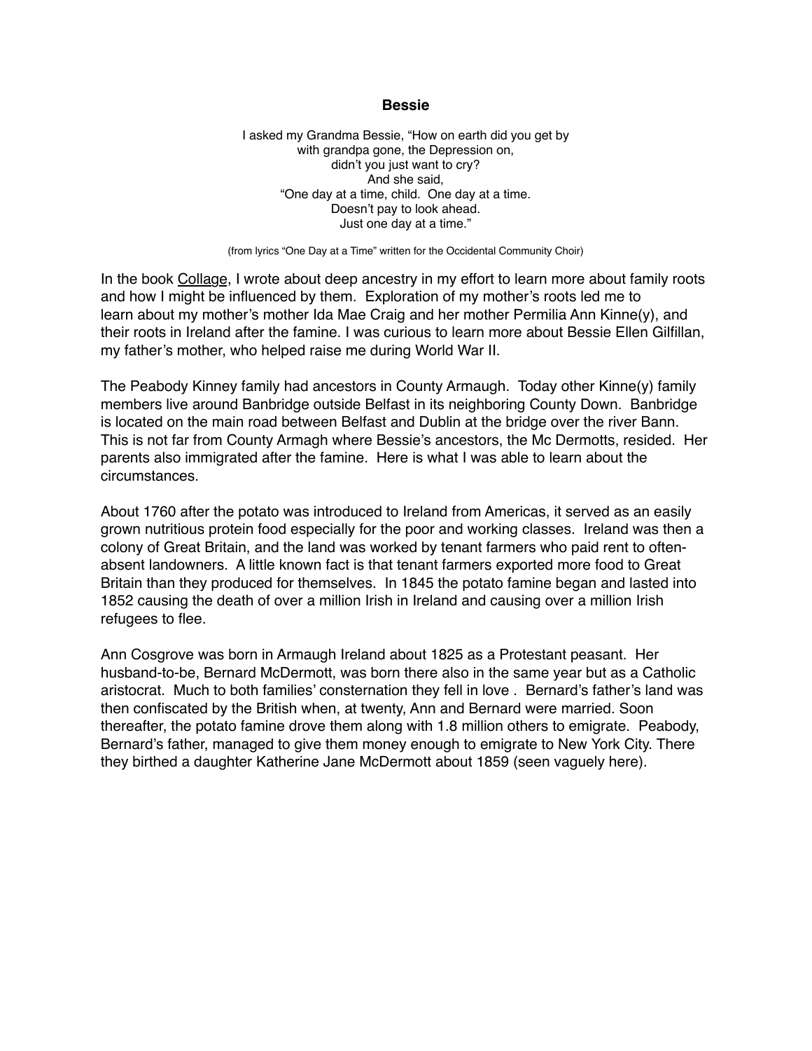# Bessie

I asked my Grandma Bessie, "How on earth did you get by
with grandpa gone, the Depression on,
didn't you just want to cry?
And she said,
"One day at a time, child. One day at a time.
Doesn't pay to look ahead.
Just one day at a time."

(from lyrics "One Day at a Time" written for the Occidental Community Choir)

In the book Collage, I wrote about deep ancestry in my effort to learn more about family roots and how I might be influenced by them. Exploration of my mother's roots led me to learn about my mother's mother Ida Mae Craig and her mother Permilia Ann Kinne(y), and their roots in Ireland after the famine. I was curious to learn more about Bessie Ellen Gilfillan, my father's mother, who helped raise me during World War II.

The Peabody Kinney family had ancestors in County Armaugh. Today other Kinne(y) family members live around Banbridge outside Belfast in its neighboring County Down. Banbridge is located on the main road between Belfast and Dublin at the bridge over the river Bann. This is not far from County Armagh where Bessie's ancestors, the Mc Dermotts, resided. Her parents also immigrated after the famine. Here is what I was able to learn about the circumstances.

About 1760 after the potato was introduced to Ireland from Americas, it served as an easily grown nutritious protein food especially for the poor and working classes. Ireland was then a colony of Great Britain, and the land was worked by tenant farmers who paid rent to often-absent landowners. A little known fact is that tenant farmers exported more food to Great Britain than they produced for themselves. In 1845 the potato famine began and lasted into 1852 causing the death of over a million Irish in Ireland and causing over a million Irish refugees to flee.

Ann Cosgrove was born in Armaugh Ireland about 1825 as a Protestant peasant. Her husband-to-be, Bernard McDermott, was born there also in the same year but as a Catholic aristocrat. Much to both families' consternation they fell in love . Bernard's father's land was then confiscated by the British when, at twenty, Ann and Bernard were married. Soon thereafter, the potato famine drove them along with 1.8 million others to emigrate. Peabody, Bernard's father, managed to give them money enough to emigrate to New York City. There they birthed a daughter Katherine Jane McDermott about 1859 (seen vaguely here).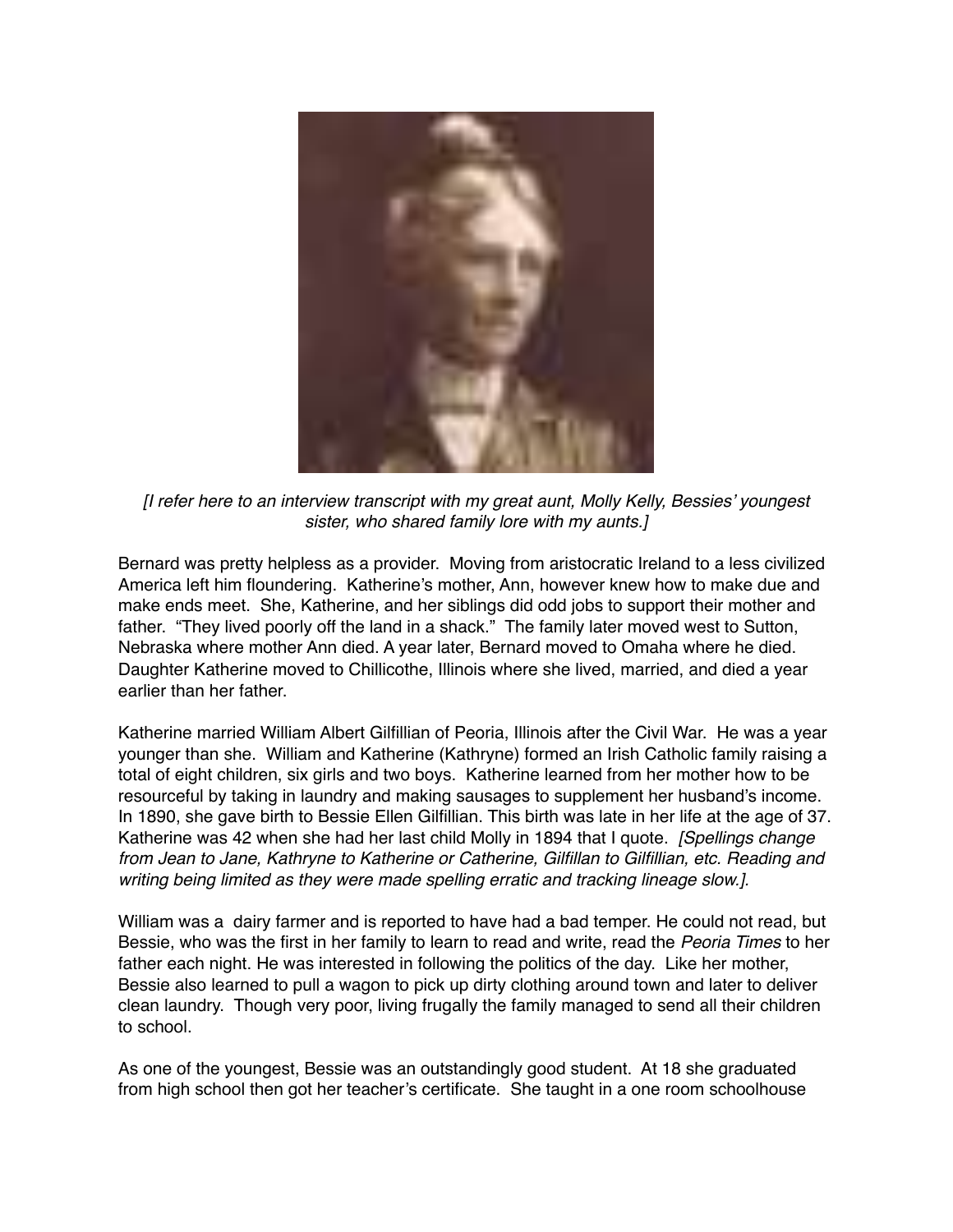*[I refer here to an interview transcript with my great aunt, Molly Kelly, Bessies' youngest sister, who shared family lore with my aunts.]*

Bernard was pretty helpless as a provider. Moving from aristocratic Ireland to a less civilized America left him floundering. Katherine's mother, Ann, however knew how to make due and make ends meet. She, Katherine, and her siblings did odd jobs to support their mother and father. "They lived poorly off the land in a shack." The family later moved west to Sutton, Nebraska where mother Ann died. A year later, Bernard moved to Omaha where he died. Daughter Katherine moved to Chillicothe, Illinois where she lived, married, and died a year earlier than her father.

Katherine married William Albert Gilfillian of Peoria, Illinois after the Civil War. He was a year younger than she. William and Katherine (Kathryne) formed an Irish Catholic family raising a total of eight children, six girls and two boys. Katherine learned from her mother how to be resourceful by taking in laundry and making sausages to supplement her husband's income. In 1890, she gave birth to Bessie Ellen Gilfillian. This birth was late in her life at the age of 37. Katherine was 42 when she had her last child Molly in 1894 that I quote. *[Spellings change from Jean to Jane, Kathryne to Katherine or Catherine, Gilfillan to Gilfillian, etc. Reading and writing being limited as they were made spelling erratic and tracking lineage slow.].*

William was a dairy farmer and is reported to have had a bad temper. He could not read, but Bessie, who was the first in her family to learn to read and write, read the *Peoria Times* to her father each night. He was interested in following the politics of the day. Like her mother, Bessie also learned to pull a wagon to pick up dirty clothing around town and later to deliver clean laundry. Though very poor, living frugally the family managed to send all their children to school.

As one of the youngest, Bessie was an outstandingly good student. At 18 she graduated from high school then got her teacher's certificate. She taught in a one room schoolhouse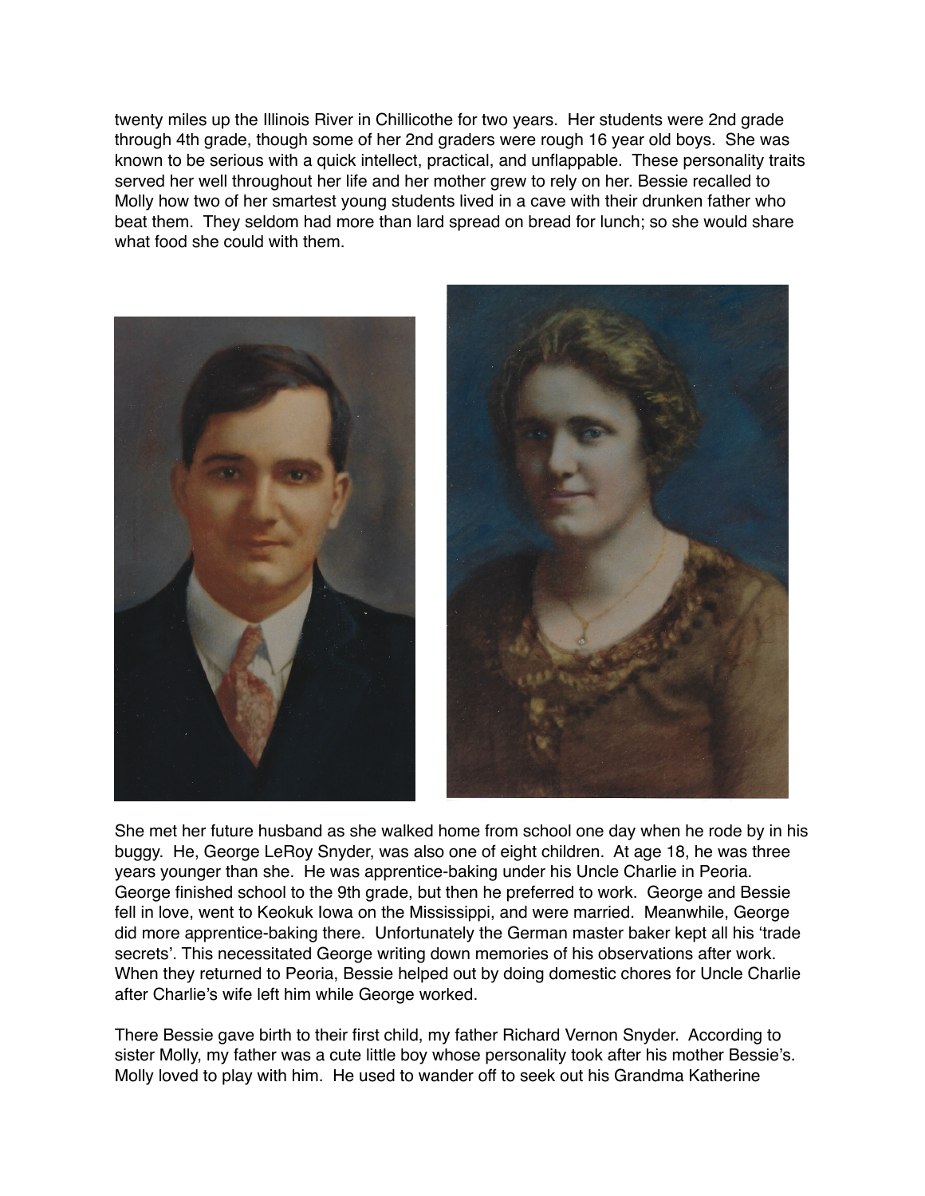twenty miles up the Illinois River in Chillicothe for two years. Her students were 2nd grade through 4th grade, though some of her 2nd graders were rough 16 year old boys. She was known to be serious with a quick intellect, practical, and unflappable. These personality traits served her well throughout her life and her mother grew to rely on her. Bessie recalled to Molly how two of her smartest young students lived in a cave with their drunken father who beat them. They seldom had more than lard spread on bread for lunch; so she would share what food she could with them.

She met her future husband as she walked home from school one day when he rode by in his buggy. He, George LeRoy Snyder, was also one of eight children. At age 18, he was three years younger than she. He was apprentice-baking under his Uncle Charlie in Peoria. George finished school to the 9th grade, but then he preferred to work. George and Bessie fell in love, went to Keokuk Iowa on the Mississippi, and were married. Meanwhile, George did more apprentice-baking there. Unfortunately the German master baker kept all his 'trade secrets'. This necessitated George writing down memories of his observations after work. When they returned to Peoria, Bessie helped out by doing domestic chores for Uncle Charlie after Charlie's wife left him while George worked.

There Bessie gave birth to their first child, my father Richard Vernon Snyder. According to sister Molly, my father was a cute little boy whose personality took after his mother Bessie's. Molly loved to play with him. He used to wander off to seek out his Grandma Katherine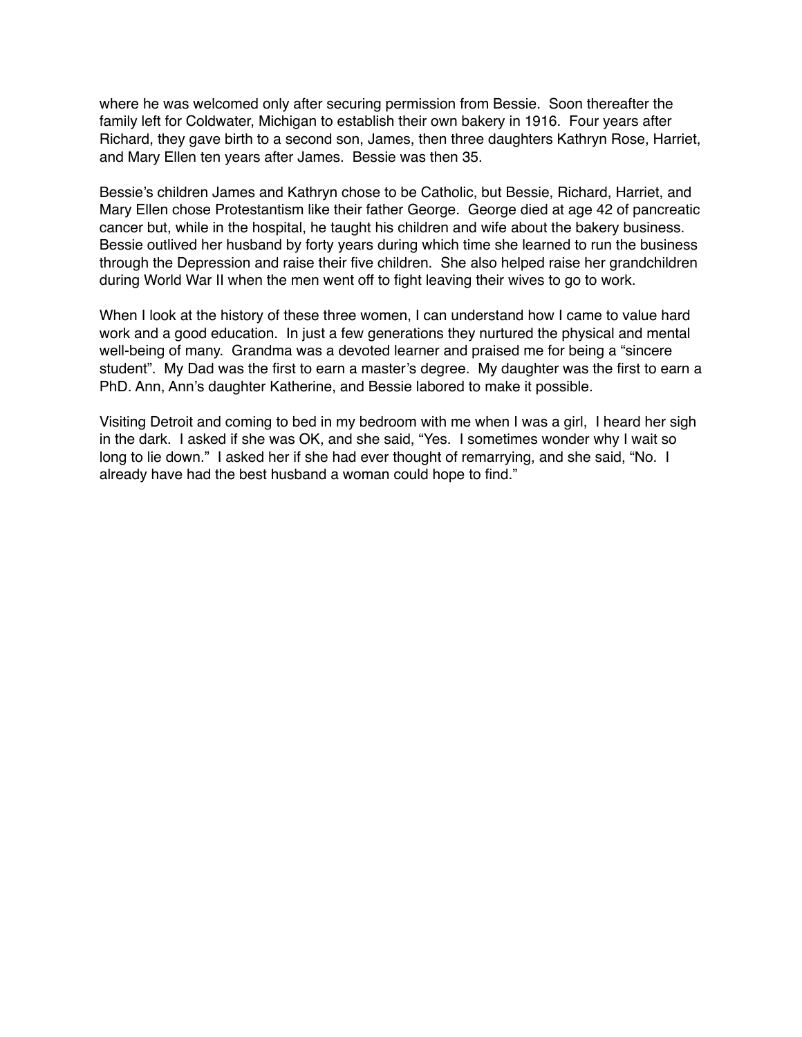where he was welcomed only after securing permission from Bessie. Soon thereafter the family left for Coldwater, Michigan to establish their own bakery in 1916. Four years after Richard, they gave birth to a second son, James, then three daughters Kathryn Rose, Harriet, and Mary Ellen ten years after James. Bessie was then 35.

Bessie's children James and Kathryn chose to be Catholic, but Bessie, Richard, Harriet, and Mary Ellen chose Protestantism like their father George. George died at age 42 of pancreatic cancer but, while in the hospital, he taught his children and wife about the bakery business. Bessie outlived her husband by forty years during which time she learned to run the business through the Depression and raise their five children. She also helped raise her grandchildren during World War II when the men went off to fight leaving their wives to go to work.

When I look at the history of these three women, I can understand how I came to value hard work and a good education. In just a few generations they nurtured the physical and mental well-being of many. Grandma was a devoted learner and praised me for being a "sincere student". My Dad was the first to earn a master's degree. My daughter was the first to earn a PhD. Ann, Ann's daughter Katherine, and Bessie labored to make it possible.

Visiting Detroit and coming to bed in my bedroom with me when I was a girl, I heard her sigh in the dark. I asked if she was OK, and she said, "Yes. I sometimes wonder why I wait so long to lie down." I asked her if she had ever thought of remarrying, and she said, "No. I already have had the best husband a woman could hope to find."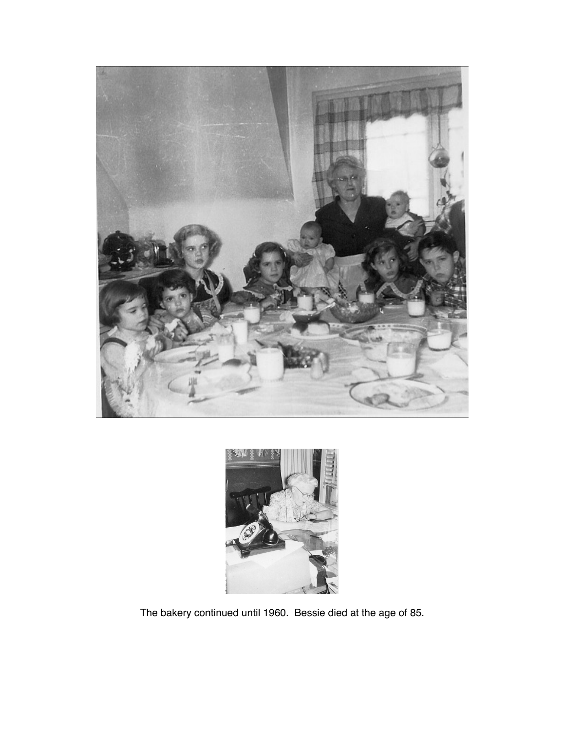The bakery continued until 1960. Bessie died at the age of 85.